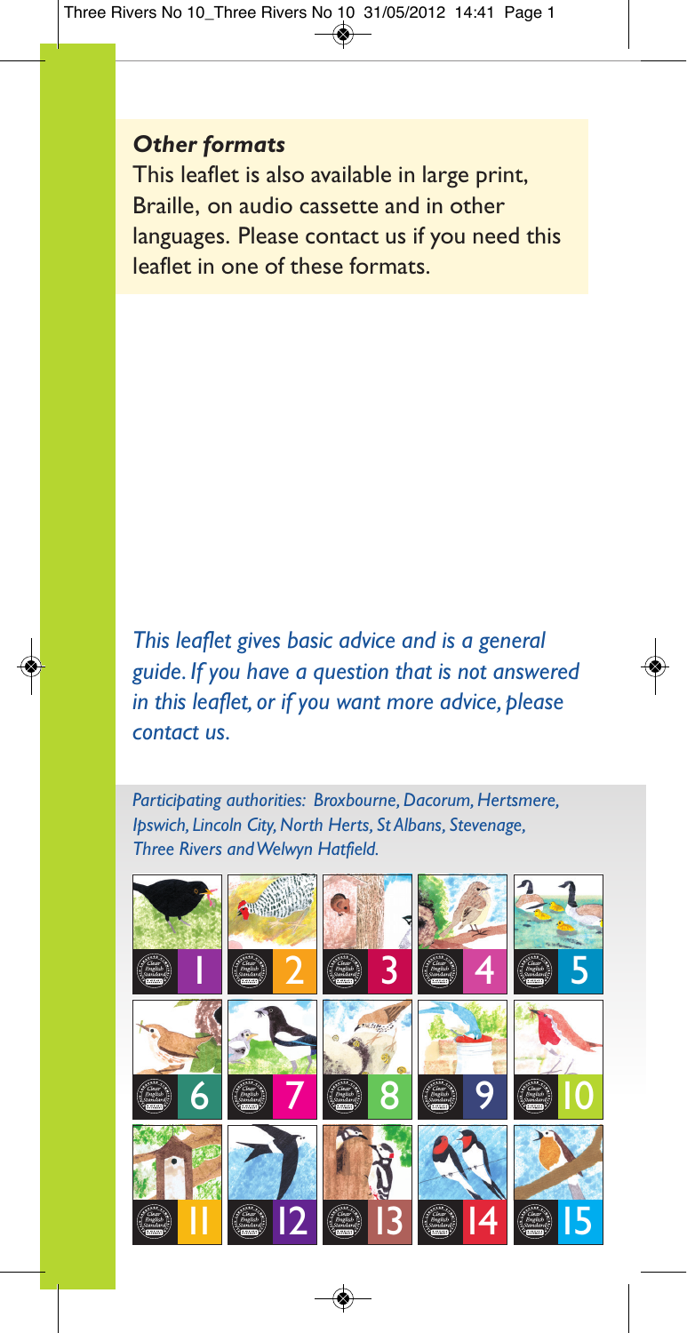***Other formats***

This leaflet is also available in large print, Braille, on audio cassette and in other languages. Please contact us if you need this leaflet in one of these formats.

*This leaflet gives basic advice and is a general guide. If you have a question that is not answered in this leaflet, or if you want more advice, please contact us.*

*Participating authorities: Broxbourne, Dacorum, Hertsmere, Ipswich, Lincoln City, North Herts, St Albans, Stevenage, Three Rivers and Welwyn Hatfield.*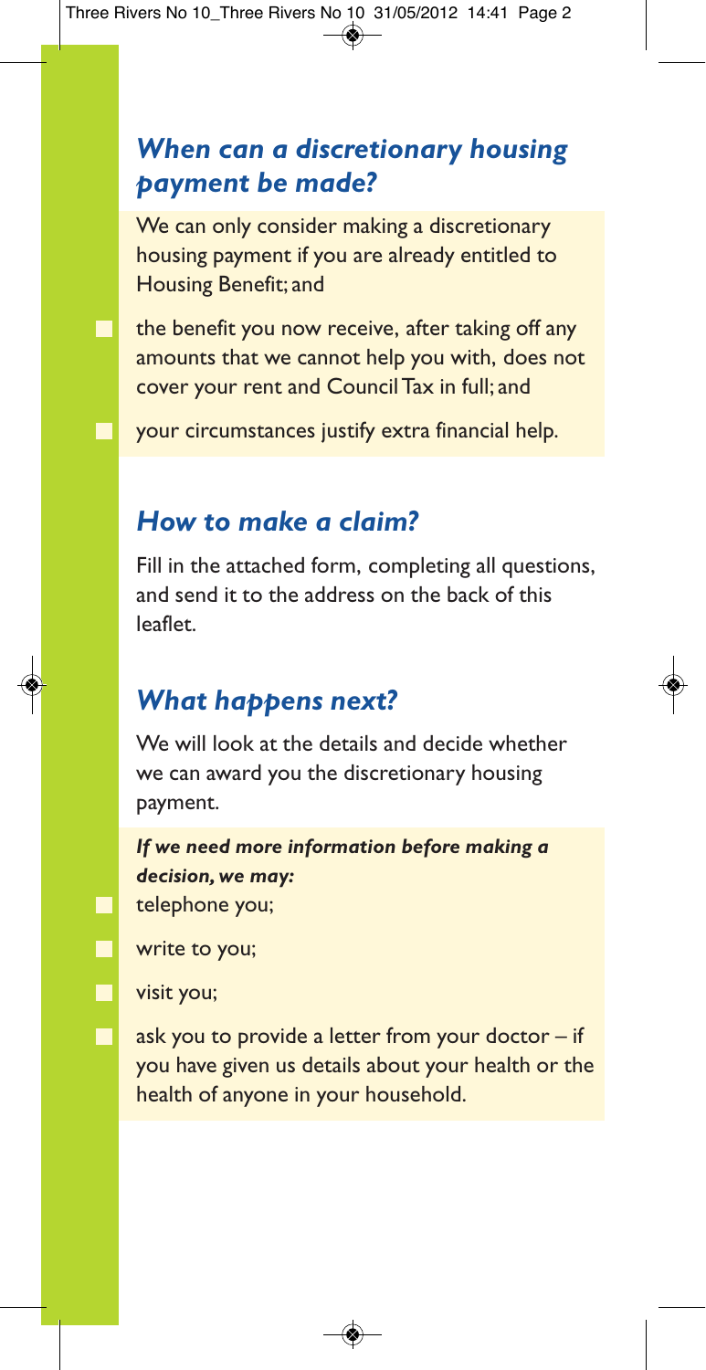## *When can a discretionary housing payment be made?*

We can only consider making a discretionary housing payment if you are already entitled to Housing Benefit; and

- the benefit you now receive, after taking off any amounts that we cannot help you with, does not cover your rent and Council Tax in full; and
- your circumstances justify extra financial help.

## *How to make a claim?*

Fill in the attached form, completing all questions, and send it to the address on the back of this leaflet.

## *What happens next?*

We will look at the details and decide whether we can award you the discretionary housing payment.

***If we need more information before making a decision, we may:***

- telephone you;
- write to you;
- visit you;
- ask you to provide a letter from your doctor – if you have given us details about your health or the health of anyone in your household.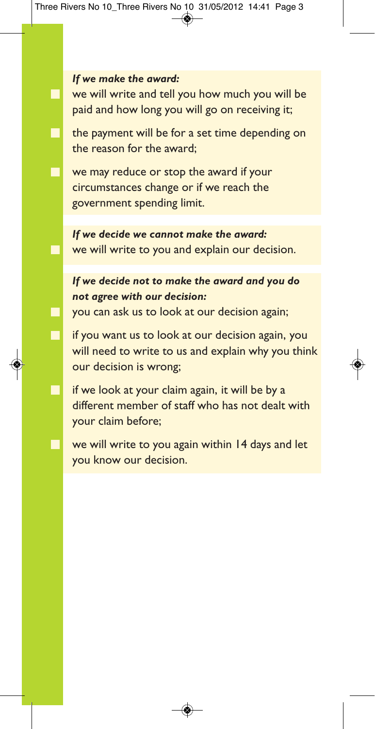***If we make the award:***

- we will write and tell you how much you will be paid and how long you will go on receiving it;
- the payment will be for a set time depending on the reason for the award;
- we may reduce or stop the award if your circumstances change or if we reach the government spending limit.

***If we decide we cannot make the award:***

- we will write to you and explain our decision.

***If we decide not to make the award and you do not agree with our decision:***

- you can ask us to look at our decision again;
- if you want us to look at our decision again, you will need to write to us and explain why you think our decision is wrong;
- if we look at your claim again, it will be by a different member of staff who has not dealt with your claim before;
- we will write to you again within 14 days and let you know our decision.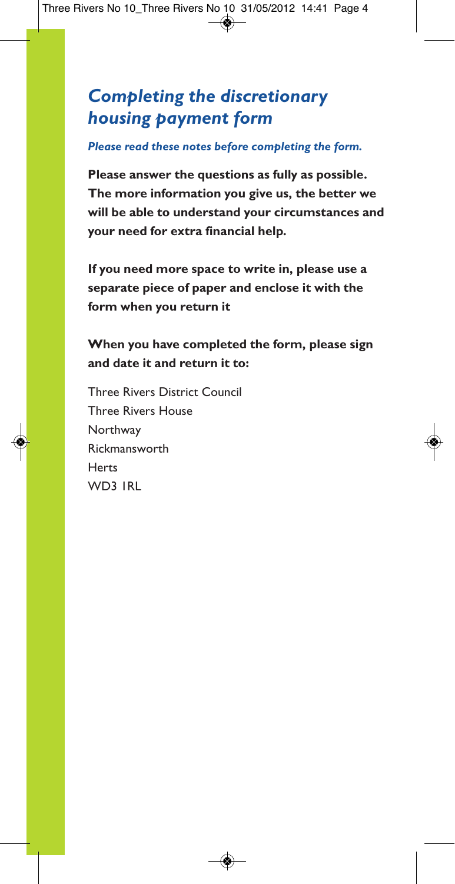## *Completing the discretionary housing payment form*

***Please read these notes before completing the form.***

**Please answer the questions as fully as possible. The more information you give us, the better we will be able to understand your circumstances and your need for extra financial help.**

**If you need more space to write in, please use a separate piece of paper and enclose it with the form when you return it**

**When you have completed the form, please sign and date it and return it to:**

Three Rivers District Council
Three Rivers House
Northway
Rickmansworth
Herts
WD3 1RL